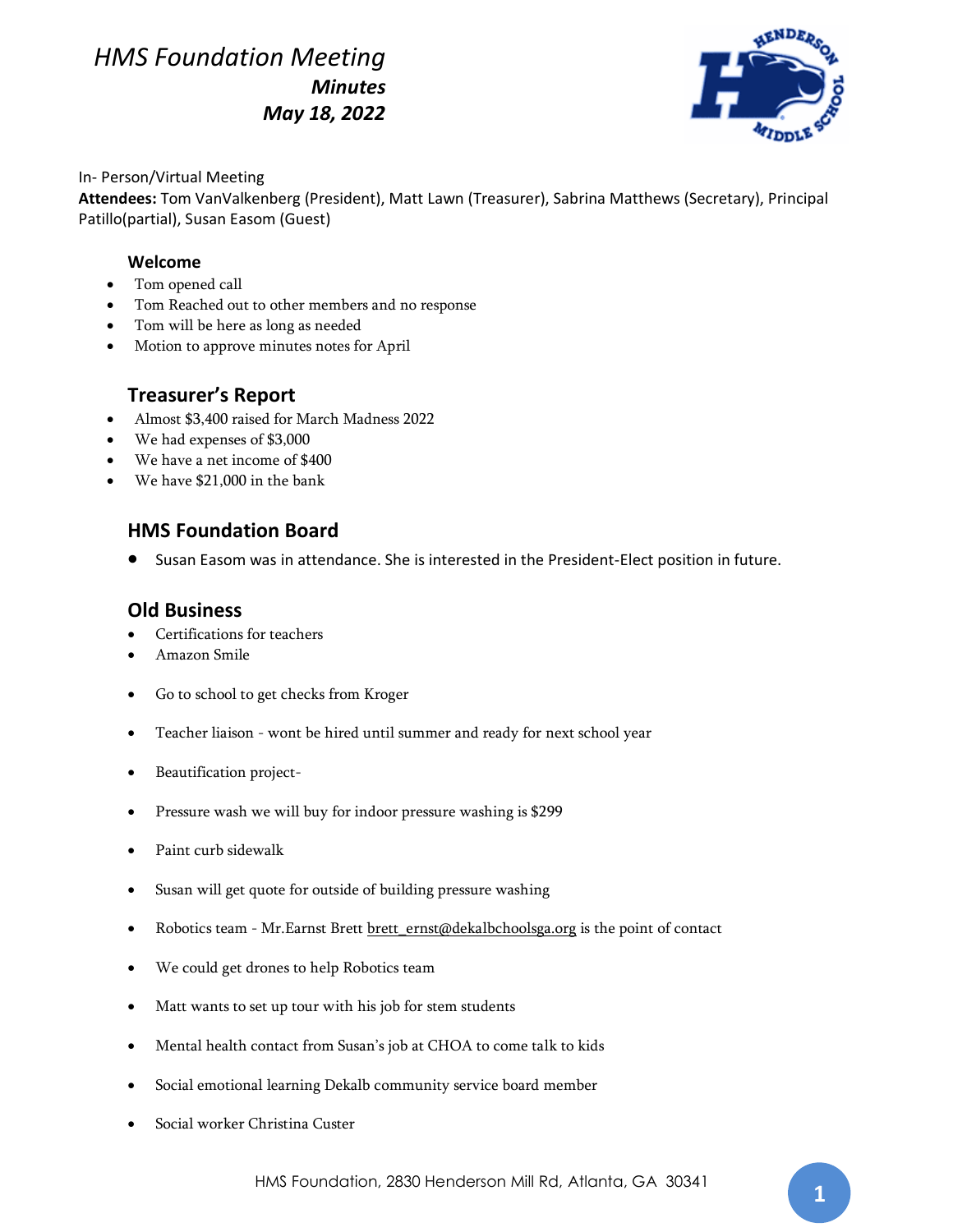# HMS Foundation Meeting

***Minutes***

***May 18, 2022***

In- Person/Virtual Meeting

**Attendees:** Tom VanValkenberg (President), Matt Lawn (Treasurer), Sabrina Matthews (Secretary), Principal Patillo(partial), Susan Easom (Guest)

### Welcome

- Tom opened call
- Tom Reached out to other members and no response
- Tom will be here as long as needed
- Motion to approve minutes notes for April

### Treasurer's Report

- Almost $3,400 raised for March Madness 2022
- We had expenses of $3,000
- We have a net income of $400
- We have $21,000 in the bank

### HMS Foundation Board

- Susan Easom was in attendance. She is interested in the President-Elect position in future.

### Old Business

- Certifications for teachers
- Amazon Smile
- Go to school to get checks from Kroger
- Teacher liaison - wont be hired until summer and ready for next school year
- Beautification project-
- Pressure wash we will buy for indoor pressure washing is $299
- Paint curb sidewalk
- Susan will get quote for outside of building pressure washing
- Robotics team - Mr.Earnst Brett brett_ernst@dekalbchoolsga.org is the point of contact
- We could get drones to help Robotics team
- Matt wants to set up tour with his job for stem students
- Mental health contact from Susan's job at CHOA to come talk to kids
- Social emotional learning Dekalb community service board member
- Social worker Christina Custer

HMS Foundation, 2830 Henderson Mill Rd, Atlanta, GA 30341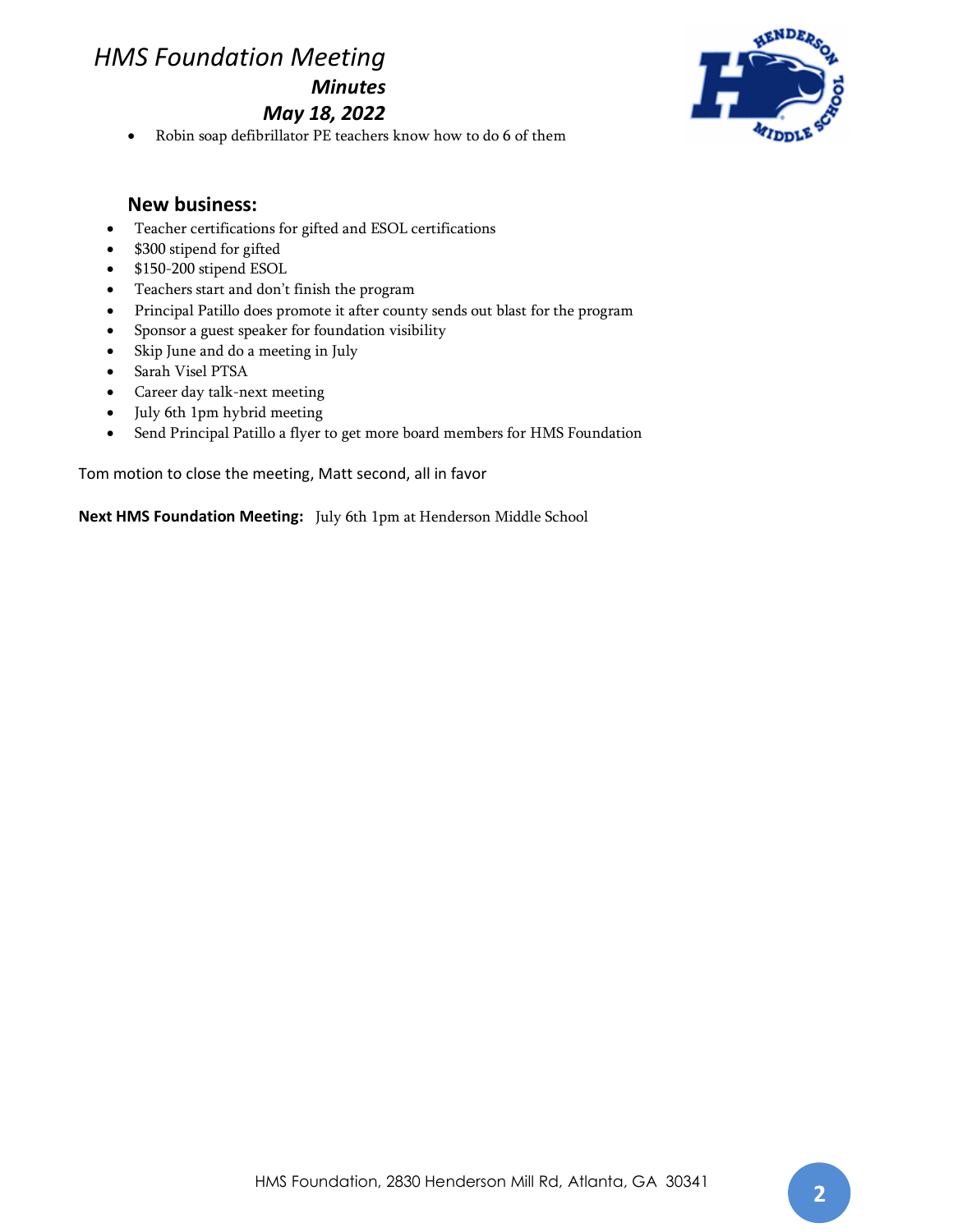# HMS Foundation Meeting

### *Minutes*

### *May 18, 2022*

- Robin soap defibrillator PE teachers know how to do 6 of them

## New business:

- Teacher certifications for gifted and ESOL certifications
- $300 stipend for gifted
- $150-200 stipend ESOL
- Teachers start and don't finish the program
- Principal Patillo does promote it after county sends out blast for the program
- Sponsor a guest speaker for foundation visibility
- Skip June and do a meeting in July
- Sarah Visel PTSA
- Career day talk-next meeting
- July 6th 1pm hybrid meeting
- Send Principal Patillo a flyer to get more board members for HMS Foundation

Tom motion to close the meeting, Matt second, all in favor

**Next HMS Foundation Meeting:** July 6th 1pm at Henderson Middle School

HMS Foundation, 2830 Henderson Mill Rd, Atlanta, GA 30341